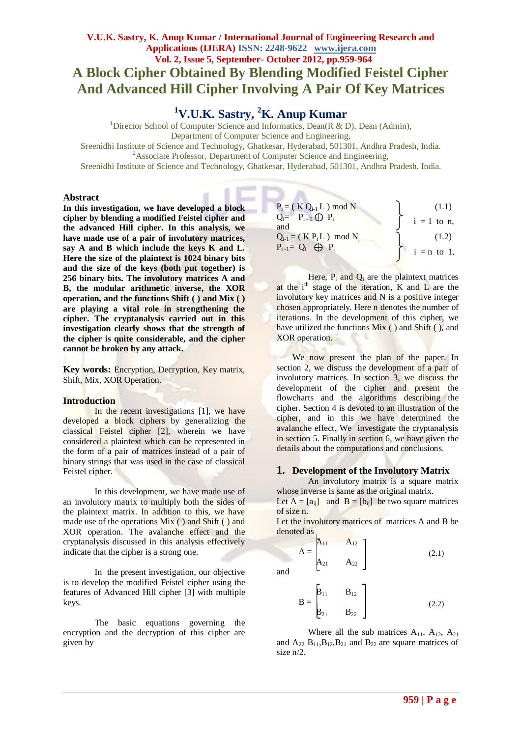# A Block Cipher Obtained By Blending Modified Feistel Cipher And Advanced Hill Cipher Involving A Pair Of Key Matrices

## [1]V.U.K. Sastry, [2]K. Anup Kumar

[1]Director School of Computer Science and Informatics, Dean(R & D), Dean (Admin), Department of Computer Science and Engineering, Sreenidhi Institute of Science and Technology, Ghatkesar, Hyderabad, 501301, Andhra Pradesh, India.
[2]Associate Professor, Department of Computer Science and Engineering, Sreenidhi Institute of Science and Technology, Ghatkesar, Hyderabad, 501301, Andhra Pradesh, India.

### Abstract

**In this investigation, we have developed a block cipher by blending a modified Feistel cipher and the advanced Hill cipher. In this analysis, we have made use of a pair of involutory matrices, say A and B which include the keys K and L. Here the size of the plaintext is 1024 binary bits and the size of the keys (both put together) is 256 binary bits. The involutory matrices A and B, the modular arithmetic inverse, the XOR operation, and the functions Shift ( ) and Mix ( ) are playing a vital role in strengthening the cipher. The cryptanalysis carried out in this investigation clearly shows that the strength of the cipher is quite considerable, and the cipher cannot be broken by any attack.**

**Key words:** Encryption, Decryption, Key matrix, Shift, Mix, XOR Operation.

### Introduction

In the recent investigations [1], we have developed a block ciphers by generalizing the classical Feistel cipher [2], wherein we have considered a plaintext which can be represented in the form of a pair of matrices instead of a pair of binary strings that was used in the case of classical Feistel cipher.

In this development, we have made use of an involutory matrix to multiply both the sides of the plaintext matrix. In addition to this, we have made use of the operations Mix ( ) and Shift ( ) and XOR operation. The avalanche effect and the cryptanalysis discussed in this analysis effectively indicate that the cipher is a strong one.

In the present investigation, our objective is to develop the modified Feistel cipher using the features of Advanced Hill cipher [3] with multiple keys.

The basic equations governing the encryption and the decryption of this cipher are given by

$$\left.\begin{aligned} P_i &= (K\,Q_{i-1}\,L) \bmod N \\ Q_i &= P_{i-1} \oplus P_i \end{aligned}\right\} \quad i = 1 \text{ to } n, \qquad (1.1)$$

and

$$\left.\begin{aligned} Q_{i-1} &= (K\,P_i\,L) \bmod N, \\ P_{i-1} &= Q_i \oplus P_i \end{aligned}\right\} \quad i = n \text{ to } 1, \qquad (1.2)$$

Here, $P_i$ and $Q_i$ are the plaintext matrices at the $i^{th}$ stage of the iteration, K and L are the involutory key matrices and N is a positive integer chosen appropriately. Here n denotes the number of iterations. In the development of this cipher, we have utilized the functions Mix ( ) and Shift ( ), and XOR operation.

We now present the plan of the paper. In section 2, we discuss the development of a pair of involutory matrices. In section 3, we discuss the development of the cipher and present the flowcharts and the algorithms describing the cipher. Section 4 is devoted to an illustration of the cipher, and in this we have determined the avalanche effect. We investigate the cryptanalysis in section 5. Finally in section 6, we have given the details about the computations and conclusions.

## 1. Development of the Involutory Matrix

An involutory matrix is a square matrix whose inverse is same as the original matrix.

Let $A = [a_{ij}]$ and $B = [b_{ij}]$ be two square matrices of size n.

Let the involutory matrices of matrices A and B be denoted as

$$A = \begin{bmatrix} A_{11} & A_{12} \\ A_{21} & A_{22} \end{bmatrix} \qquad (2.1)$$

and

$$B = \begin{bmatrix} B_{11} & B_{12} \\ B_{21} & B_{22} \end{bmatrix} \qquad (2.2)$$

Where all the sub matrices $A_{11}$, $A_{12}$, $A_{21}$ and $A_{22}$ $B_{11}$, $B_{12}$, $B_{21}$ and $B_{22}$ are square matrices of size n/2.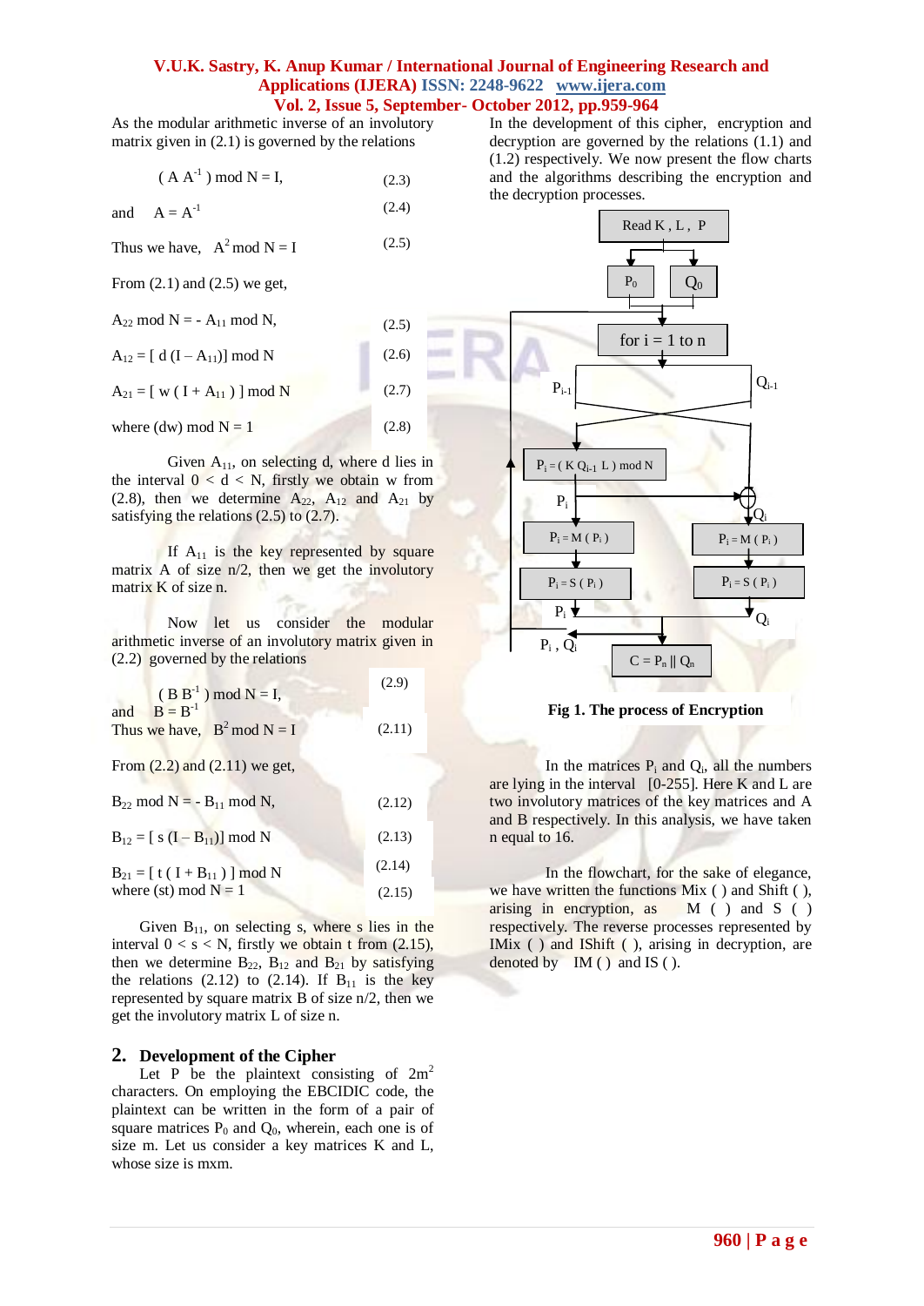As the modular arithmetic inverse of an involutory matrix given in (2.1) is governed by the relations

$$(A A^{-1}) \bmod N = I, \quad (2.3)$$

and $\quad A = A^{-1} \quad (2.4)$

Thus we have, $\quad A^2 \bmod N = I \quad (2.5)$

From (2.1) and (2.5) we get,

$A_{22} \bmod N = - A_{11} \bmod N, \quad (2.5)$

$A_{12} = [\, d\, (I - A_{11})] \bmod N \quad (2.6)$

$A_{21} = [\, w\, (I + A_{11})\, ] \bmod N \quad (2.7)$

where $(dw) \bmod N = 1 \quad (2.8)$

Given $A_{11}$, on selecting d, where d lies in the interval $0 < d < N$, firstly we obtain w from (2.8), then we determine $A_{22}$, $A_{12}$ and $A_{21}$ by satisfying the relations (2.5) to (2.7).

If $A_{11}$ is the key represented by square matrix A of size n/2, then we get the involutory matrix K of size n.

Now let us consider the modular arithmetic inverse of an involutory matrix given in (2.2) governed by the relations

$$(B B^{-1}) \bmod N = I, \quad (2.9)$$

and $\quad B = B^{-1}$

Thus we have, $\quad B^2 \bmod N = I \quad (2.11)$

From (2.2) and (2.11) we get,

$B_{22} \bmod N = - B_{11} \bmod N, \quad (2.12)$

$B_{12} = [\, s\, (I - B_{11})] \bmod N \quad (2.13)$

$B_{21} = [\, t\, (I + B_{11})\, ] \bmod N \quad (2.14)$

where $(st) \bmod N = 1 \quad (2.15)$

Given $B_{11}$, on selecting s, where s lies in the interval $0 < s < N$, firstly we obtain t from (2.15), then we determine $B_{22}$, $B_{12}$ and $B_{21}$ by satisfying the relations (2.12) to (2.14). If $B_{11}$ is the key represented by square matrix B of size n/2, then we get the involutory matrix L of size n.

## 2. Development of the Cipher

Let P be the plaintext consisting of $2m^2$ characters. On employing the EBCIDIC code, the plaintext can be written in the form of a pair of square matrices $P_0$ and $Q_0$, wherein, each one is of size m. Let us consider a key matrices K and L, whose size is mxm.

In the development of this cipher, encryption and decryption are governed by the relations (1.1) and (1.2) respectively. We now present the flow charts and the algorithms describing the encryption and the decryption processes.

Read K , L , P

$P_0$ $\quad Q_0$

for i = 1 to n

$P_{i-1}$ $\quad Q_{i-1}$

$P_i = (K\, Q_{i-1}\, L) \bmod N$

$P_i$ $\quad Q_i$

$P_i = M(P_i)$ $\quad P_i = M(P_i)$

$P_i = S(P_i)$ $\quad P_i = S(P_i)$

$P_i$ $\quad Q_i$

$P_i, Q_i$

$C = P_n \,||\, Q_n$

**Fig 1. The process of Encryption**

In the matrices $P_i$ and $Q_i$, all the numbers are lying in the interval [0-255]. Here K and L are two involutory matrices of the key matrices and A and B respectively. In this analysis, we have taken n equal to 16.

In the flowchart, for the sake of elegance, we have written the functions Mix ( ) and Shift ( ), arising in encryption, as M ( ) and S ( ) respectively. The reverse processes represented by IMix ( ) and IShift ( ), arising in decryption, are denoted by IM ( ) and IS ( ).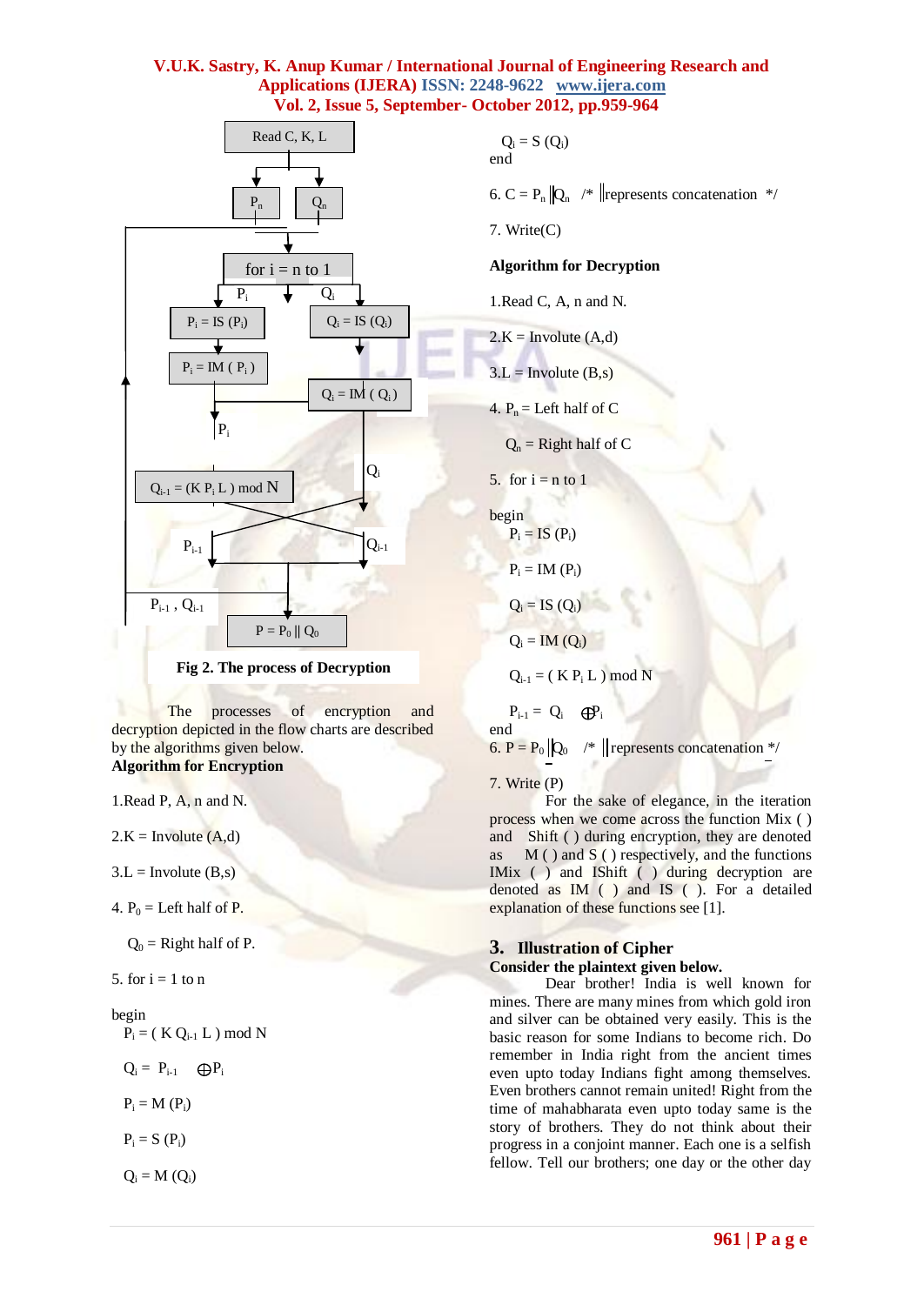Fig 2. The process of Decryption

The processes of encryption and decryption depicted in the flow charts are described by the algorithms given below.

**Algorithm for Encryption**

1.Read P, A, n and N.

2.K = Involute (A,d)

3.L = Involute (B,s)

4. $P_0$ = Left half of P.

$Q_0$ = Right half of P.

5. for i = 1 to n

begin

$P_i = ( K Q_{i-1} L ) \bmod N$

$Q_i = P_{i-1} \oplus P_i$

$P_i = M (P_i)$

$P_i = S (P_i)$

$Q_i = M (Q_i)$

$Q_i = S (Q_i)$

end

6. $C = P_n \| Q_n$ /* $\|$ represents concatenation */

7. Write(C)

**Algorithm for Decryption**

1.Read C, A, n and N.

2.K = Involute (A,d)

3.L = Involute (B,s)

4. $P_n$ = Left half of C

$Q_n$ = Right half of C

5. for i = n to 1

begin

$P_i = IS (P_i)$

$P_i = IM (P_i)$

$Q_i = IS (Q_i)$

$Q_i = IM (Q_i)$

$Q_{i-1} = ( K P_i L ) \bmod N$

$P_{i-1} = Q_i \oplus P_i$

end

6. $P = P_0 \| Q_0$ /* $\|$ represents concatenation */

7. Write (P)

For the sake of elegance, in the iteration process when we come across the function Mix ( ) and Shift ( ) during encryption, they are denoted as M ( ) and S ( ) respectively, and the functions IMix ( ) and IShift ( ) during decryption are denoted as IM ( ) and IS ( ). For a detailed explanation of these functions see [1].

## 3. Illustration of Cipher

**Consider the plaintext given below.**

Dear brother! India is well known for mines. There are many mines from which gold iron and silver can be obtained very easily. This is the basic reason for some Indians to become rich. Do remember in India right from the ancient times even upto today Indians fight among themselves. Even brothers cannot remain united! Right from the time of mahabharata even upto today same is the story of brothers. They do not think about their progress in a conjoint manner. Each one is a selfish fellow. Tell our brothers; one day or the other day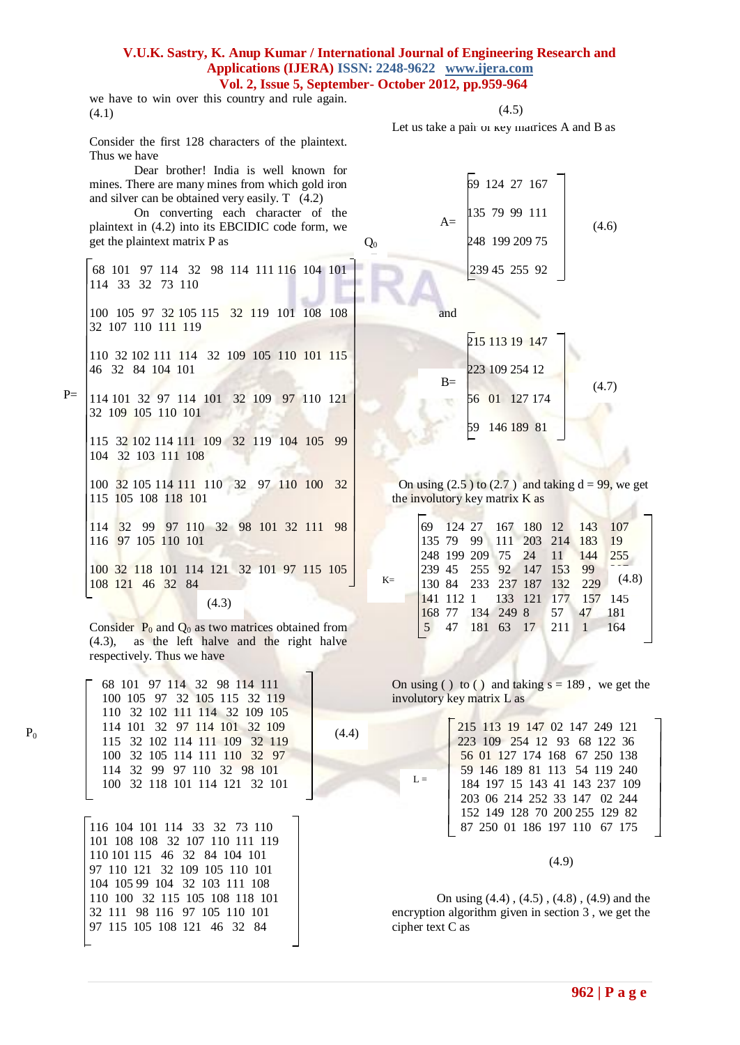we have to win over this country and rule again. (4.1)

Consider the first 128 characters of the plaintext. Thus we have

Dear brother! India is well known for mines. There are many mines from which gold iron and silver can be obtained very easily. T (4.2)

On converting each character of the plaintext in (4.2) into its EBCIDIC code form, we get the plaintext matrix P as

$$P=\begin{bmatrix}
68 & 101 & 97 & 114 & 32 & 98 & 114 & 111 & 116 & 104 & 101 & 114 & 33 & 32 & 73 & 110 \\
100 & 105 & 97 & 32 & 105 & 115 & 32 & 119 & 101 & 108 & 108 & 32 & 107 & 110 & 111 & 119 \\
110 & 32 & 102 & 111 & 114 & 32 & 109 & 105 & 110 & 101 & 115 & 46 & 32 & 84 & 104 & 101 \\
114 & 101 & 32 & 97 & 114 & 101 & 32 & 109 & 97 & 110 & 121 & 32 & 109 & 105 & 110 & 101 \\
115 & 32 & 102 & 114 & 111 & 109 & 32 & 119 & 104 & 105 & 99 & 104 & 32 & 103 & 111 & 108 \\
100 & 32 & 105 & 114 & 111 & 110 & 32 & 97 & 110 & 100 & 32 & 115 & 105 & 108 & 118 & 101 \\
114 & 32 & 99 & 97 & 110 & 32 & 98 & 101 & 32 & 111 & 98 & 116 & 97 & 105 & 110 & 101 \\
100 & 32 & 118 & 101 & 114 & 121 & 32 & 101 & 97 & 115 & 105 & 108 & 121 & 46 & 32 & 84
\end{bmatrix} \quad (4.3)$$

Consider $P_0$ and $Q_0$ as two matrices obtained from (4.3), as the left halve and the right halve respectively. Thus we have

$$P_0=\begin{bmatrix}
68 & 101 & 97 & 114 & 32 & 98 & 114 & 111 \\
100 & 105 & 97 & 32 & 105 & 115 & 32 & 119 \\
110 & 32 & 102 & 111 & 114 & 32 & 109 & 105 \\
114 & 101 & 32 & 97 & 114 & 101 & 32 & 109 \\
115 & 32 & 102 & 114 & 111 & 109 & 32 & 119 \\
100 & 32 & 105 & 114 & 111 & 110 & 32 & 97 \\
114 & 32 & 99 & 97 & 110 & 32 & 98 & 101 \\
100 & 32 & 118 & 101 & 114 & 121 & 32 & 101
\end{bmatrix} \quad (4.4)$$

$$Q_0=\begin{bmatrix}
116 & 104 & 101 & 114 & 33 & 32 & 73 & 110 \\
101 & 108 & 108 & 32 & 107 & 110 & 111 & 119 \\
110 & 101 & 115 & 46 & 32 & 84 & 104 & 101 \\
97 & 110 & 121 & 32 & 109 & 105 & 110 & 101 \\
104 & 105 & 99 & 104 & 32 & 103 & 111 & 108 \\
110 & 100 & 32 & 115 & 105 & 108 & 118 & 101 \\
32 & 111 & 98 & 116 & 97 & 105 & 110 & 101 \\
97 & 115 & 105 & 108 & 121 & 46 & 32 & 84
\end{bmatrix} \quad (4.5)$$

Let us take a pair of key matrices A and B as

$$A=\begin{bmatrix}
69 & 124 & 27 & 167 \\
135 & 79 & 99 & 111 \\
248 & 199 & 209 & 75 \\
239 & 45 & 255 & 92
\end{bmatrix} \quad (4.6)$$

and

$$B=\begin{bmatrix}
215 & 113 & 19 & 147 \\
223 & 109 & 254 & 12 \\
56 & 01 & 127 & 174 \\
59 & 146 & 189 & 81
\end{bmatrix} \quad (4.7)$$

On using (2.5 ) to (2.7 ) and taking d = 99, we get the involutory key matrix K as

$$K=\begin{bmatrix}
69 & 124 & 27 & 167 & 180 & 12 & 143 & 107 \\
135 & 79 & 99 & 111 & 203 & 214 & 183 & 19 \\
248 & 199 & 209 & 75 & 24 & 11 & 144 & 255 \\
239 & 45 & 255 & 92 & 147 & 153 & 99 & 229 \\
130 & 84 & 233 & 237 & 187 & 132 & 229 & \\
141 & 112 & 1 & 133 & 121 & 177 & 157 & 145 \\
168 & 77 & 134 & 249 & 8 & 57 & 47 & 181 \\
5 & 47 & 181 & 63 & 17 & 211 & 1 & 164
\end{bmatrix} \quad (4.8)$$

On using ( ) to ( ) and taking s = 189 , we get the involutory key matrix L as

$$L=\begin{bmatrix}
215 & 113 & 19 & 147 & 02 & 147 & 249 & 121 \\
223 & 109 & 254 & 12 & 93 & 68 & 122 & 36 \\
56 & 01 & 127 & 174 & 168 & 67 & 250 & 138 \\
59 & 146 & 189 & 81 & 113 & 54 & 119 & 240 \\
184 & 197 & 15 & 143 & 41 & 143 & 237 & 109 \\
203 & 06 & 214 & 252 & 33 & 147 & 02 & 244 \\
152 & 149 & 128 & 70 & 200 & 255 & 129 & 82 \\
87 & 250 & 01 & 186 & 197 & 110 & 67 & 175
\end{bmatrix} \quad (4.9)$$

On using (4.4) , (4.5) , (4.8) , (4.9) and the encryption algorithm given in section 3 , we get the cipher text C as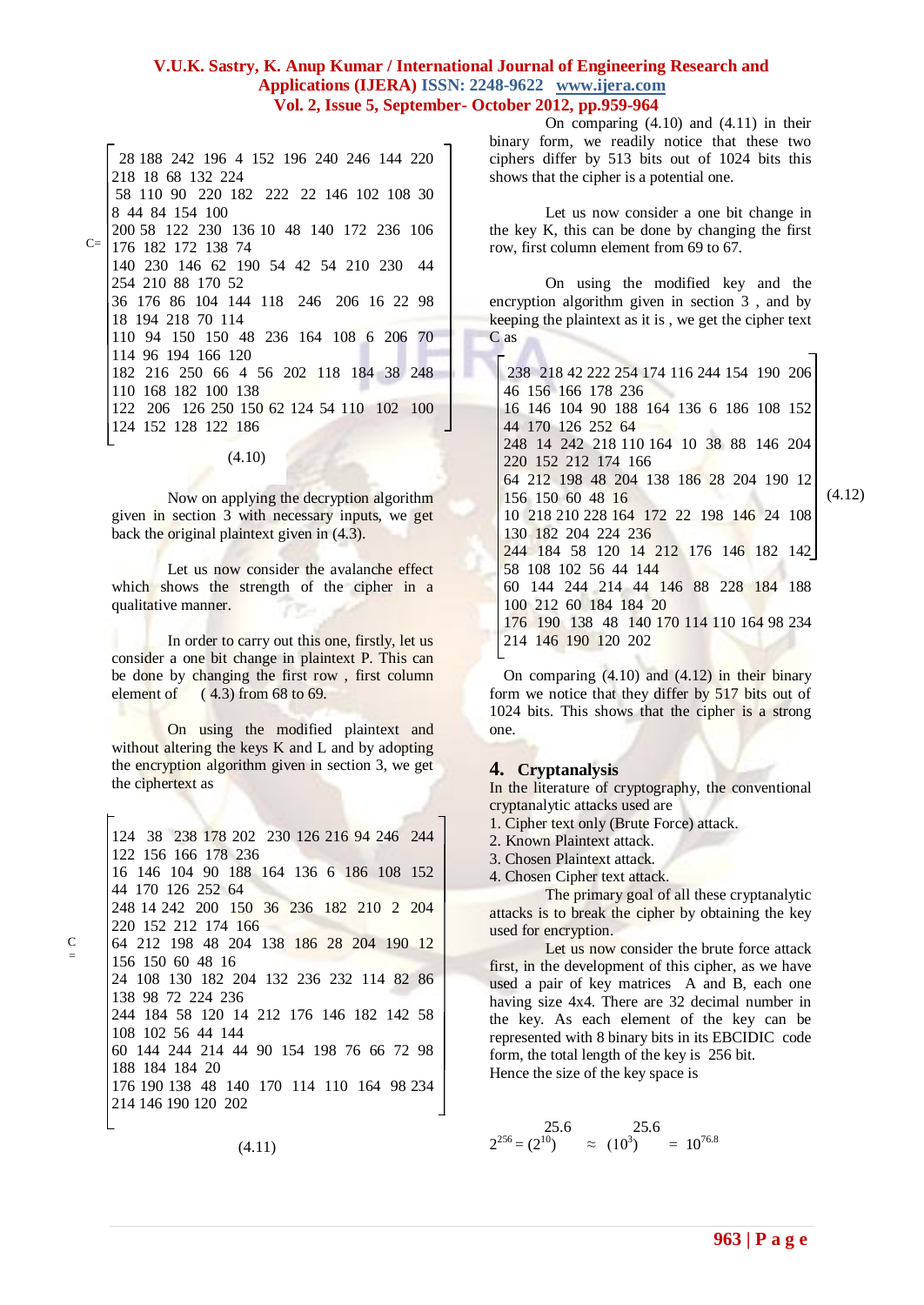$$C = \begin{bmatrix} 28 & 188 & 242 & 196 & 4 & 152 & 196 & 240 & 246 & 144 & 220 & 218 & 18 & 68 & 132 & 224 \\ 58 & 110 & 90 & 220 & 182 & 222 & 22 & 146 & 102 & 108 & 30 & 8 & 44 & 84 & 154 & 100 \\ 200 & 58 & 122 & 230 & 136 & 10 & 48 & 140 & 172 & 236 & 106 & 176 & 182 & 172 & 138 & 74 \\ 140 & 230 & 146 & 62 & 190 & 54 & 42 & 54 & 210 & 230 & 44 & 254 & 210 & 88 & 170 & 52 \\ 36 & 176 & 86 & 104 & 144 & 118 & 246 & 206 & 16 & 22 & 98 & 18 & 194 & 218 & 70 & 114 \\ 110 & 94 & 150 & 150 & 48 & 236 & 164 & 108 & 6 & 206 & 70 & 114 & 96 & 194 & 166 & 120 \\ 182 & 216 & 250 & 66 & 4 & 56 & 202 & 118 & 184 & 38 & 248 & 110 & 168 & 182 & 100 & 138 \\ 122 & 206 & 126 & 250 & 150 & 62 & 124 & 54 & 110 & 102 & 100 & 124 & 152 & 128 & 122 & 186 \end{bmatrix} \quad (4.10)$$

Now on applying the decryption algorithm given in section 3 with necessary inputs, we get back the original plaintext given in (4.3).

Let us now consider the avalanche effect which shows the strength of the cipher in a qualitative manner.

In order to carry out this one, firstly, let us consider a one bit change in plaintext P. This can be done by changing the first row, first column element of (4.3) from 68 to 69.

On using the modified plaintext and without altering the keys K and L and by adopting the encryption algorithm given in section 3, we get the ciphertext as

$$C = \begin{bmatrix} 124 & 38 & 238 & 178 & 202 & 230 & 126 & 216 & 94 & 246 & 244 & 122 & 156 & 166 & 178 & 236 \\ 16 & 146 & 104 & 90 & 188 & 164 & 136 & 6 & 186 & 108 & 152 & 44 & 170 & 126 & 252 & 64 \\ 248 & 14 & 242 & 200 & 150 & 36 & 236 & 182 & 210 & 2 & 204 & 220 & 152 & 212 & 174 & 166 \\ 64 & 212 & 198 & 48 & 204 & 138 & 186 & 28 & 204 & 190 & 12 & 156 & 150 & 60 & 48 & 16 \\ 24 & 108 & 130 & 182 & 204 & 132 & 236 & 232 & 114 & 82 & 86 & 138 & 98 & 72 & 224 & 236 \\ 244 & 184 & 58 & 120 & 14 & 212 & 176 & 146 & 182 & 142 & 58 & 108 & 102 & 56 & 44 & 144 \\ 60 & 144 & 244 & 214 & 44 & 90 & 154 & 198 & 76 & 66 & 72 & 98 & 188 & 184 & 184 & 20 \\ 176 & 190 & 138 & 48 & 140 & 170 & 114 & 110 & 164 & 98 & 234 & 214 & 146 & 190 & 120 & 202 \end{bmatrix} \quad (4.11)$$

On comparing (4.10) and (4.11) in their binary form, we readily notice that these two ciphers differ by 513 bits out of 1024 bits this shows that the cipher is a potential one.

Let us now consider a one bit change in the key K, this can be done by changing the first row, first column element from 69 to 67.

On using the modified key and the encryption algorithm given in section 3, and by keeping the plaintext as it is, we get the cipher text C as

$$C = \begin{bmatrix} 238 & 218 & 42 & 222 & 254 & 174 & 116 & 244 & 154 & 190 & 206 & 46 & 156 & 166 & 178 & 236 \\ 16 & 146 & 104 & 90 & 188 & 164 & 136 & 6 & 186 & 108 & 152 & 44 & 170 & 126 & 252 & 64 \\ 248 & 14 & 242 & 218 & 110 & 164 & 10 & 38 & 88 & 146 & 204 & 220 & 152 & 212 & 174 & 166 \\ 64 & 212 & 198 & 48 & 204 & 138 & 186 & 28 & 204 & 190 & 12 & 156 & 150 & 60 & 48 & 16 \\ 10 & 218 & 210 & 228 & 164 & 172 & 22 & 198 & 146 & 24 & 108 & 130 & 182 & 204 & 224 & 236 \\ 244 & 184 & 58 & 120 & 14 & 212 & 176 & 146 & 182 & 142 & 58 & 108 & 102 & 56 & 44 & 144 \\ 60 & 144 & 244 & 214 & 44 & 146 & 88 & 228 & 184 & 188 & 100 & 212 & 60 & 184 & 184 & 20 \\ 176 & 190 & 138 & 48 & 140 & 170 & 114 & 110 & 164 & 98 & 234 & 214 & 146 & 190 & 120 & 202 \end{bmatrix} \quad (4.12)$$

On comparing (4.10) and (4.12) in their binary form we notice that they differ by 517 bits out of 1024 bits. This shows that the cipher is a strong one.

## 4. Cryptanalysis

In the literature of cryptography, the conventional cryptanalytic attacks used are

1. Cipher text only (Brute Force) attack.
2. Known Plaintext attack.
3. Chosen Plaintext attack.
4. Chosen Cipher text attack.

The primary goal of all these cryptanalytic attacks is to break the cipher by obtaining the key used for encryption.

Let us now consider the brute force attack first, in the development of this cipher, as we have used a pair of key matrices A and B, each one having size 4x4. There are 32 decimal number in the key. As each element of the key can be represented with 8 binary bits in its EBCIDIC code form, the total length of the key is 256 bit.

Hence the size of the key space is

$$2^{256} = (2^{10})^{25.6} \approx (10^3)^{25.6} = 10^{76.8}$$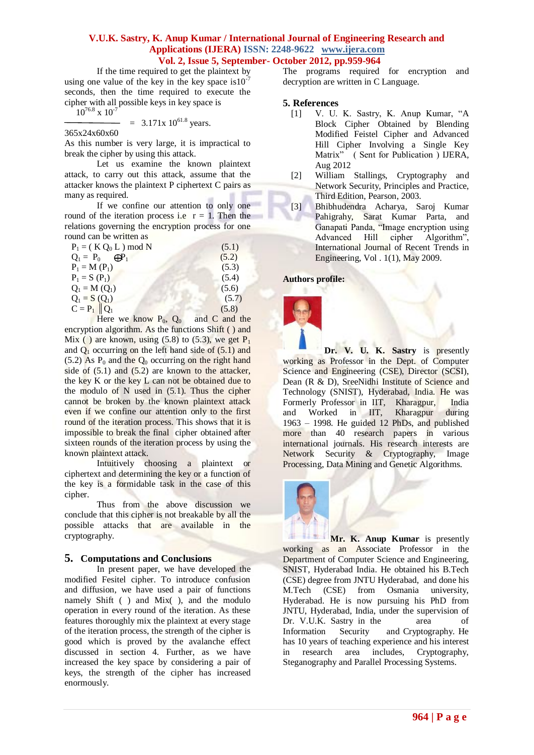If the time required to get the plaintext by using one value of the key in the key space is $10^{-7}$ seconds, then the time required to execute the cipher with all possible keys in key space is

$$\frac{10^{76.8} \times 10^{-7}}{365 \times 24 \times 60 \times 60} = 3.171 \times 10^{61.8} \text{ years.}$$

As this number is very large, it is impractical to break the cipher by using this attack.

Let us examine the known plaintext attack, to carry out this attack, assume that the attacker knows the plaintext P ciphertext C pairs as many as required.

If we confine our attention to only one round of the iteration process i.e r = 1. Then the relations governing the encryption process for one round can be written as

$$P_1 = ( K Q_0 L ) \bmod N \quad (5.1)$$
$$Q_1 = P_0 \oplus P_1 \quad (5.2)$$
$$P_1 = M (P_1) \quad (5.3)$$
$$P_1 = S (P_1) \quad (5.4)$$
$$Q_1 = M (Q_1) \quad (5.6)$$
$$Q_1 = S (Q_1) \quad (5.7)$$
$$C = P_1 \,\|\, Q_1 \quad (5.8)$$

Here we know $P_0$, $Q_0$ and C and the encryption algorithm. As the functions Shift ( ) and Mix ( ) are known, using (5.8) to (5.3), we get $P_1$ and $Q_1$ occurring on the left hand side of (5.1) and (5.2) As $P_0$ and the $Q_0$ occurring on the right hand side of (5.1) and (5.2) are known to the attacker, the key K or the key L can not be obtained due to the modulo of N used in (5.1). Thus the cipher cannot be broken by the known plaintext attack even if we confine our attention only to the first round of the iteration process. This shows that it is impossible to break the final cipher obtained after sixteen rounds of the iteration process by using the known plaintext attack.

Intuitively choosing a plaintext or ciphertext and determining the key or a function of the key is a formidable task in the case of this cipher.

Thus from the above discussion we conclude that this cipher is not breakable by all the possible attacks that are available in the cryptography.

## 5. Computations and Conclusions

In present paper, we have developed the modified Fesitel cipher. To introduce confusion and diffusion, we have used a pair of functions namely Shift ( ) and Mix( ), and the modulo operation in every round of the iteration. As these features thoroughly mix the plaintext at every stage of the iteration process, the strength of the cipher is good which is proved by the avalanche effect discussed in section 4. Further, as we have increased the key space by considering a pair of keys, the strength of the cipher has increased enormously.

The programs required for encryption and decryption are written in C Language.

## 5. References

[1] V. U. K. Sastry, K. Anup Kumar, "A Block Cipher Obtained by Blending Modified Feistel Cipher and Advanced Hill Cipher Involving a Single Key Matrix" ( Sent for Publication ) IJERA, Aug 2012

[2] William Stallings, Cryptography and Network Security, Principles and Practice, Third Edition, Pearson, 2003.

[3] Bhibhudendra Acharya, Saroj Kumar Pahigrahy, Sarat Kumar Parta, and Ganapati Panda, "Image encryption using Advanced Hill cipher Algorithm", International Journal of Recent Trends in Engineering, Vol . 1(1), May 2009.

**Authors profile:**

**Dr. V. U. K. Sastry** is presently working as Professor in the Dept. of Computer Science and Engineering (CSE), Director (SCSI), Dean (R & D), SreeNidhi Institute of Science and Technology (SNIST), Hyderabad, India. He was Formerly Professor in IIT, Kharagpur, India and Worked in IIT, Kharagpur during 1963 – 1998. He guided 12 PhDs, and published more than 40 research papers in various international journals. His research interests are Network Security & Cryptography, Image Processing, Data Mining and Genetic Algorithms.

**Mr. K. Anup Kumar** is presently working as an Associate Professor in the Department of Computer Science and Engineering, SNIST, Hyderabad India. He obtained his B.Tech (CSE) degree from JNTU Hyderabad, and done his M.Tech (CSE) from Osmania university, Hyderabad. He is now pursuing his PhD from JNTU, Hyderabad, India, under the supervision of Dr. V.U.K. Sastry in the area of Information Security and Cryptography. He has 10 years of teaching experience and his interest in research area includes, Cryptography, Steganography and Parallel Processing Systems.